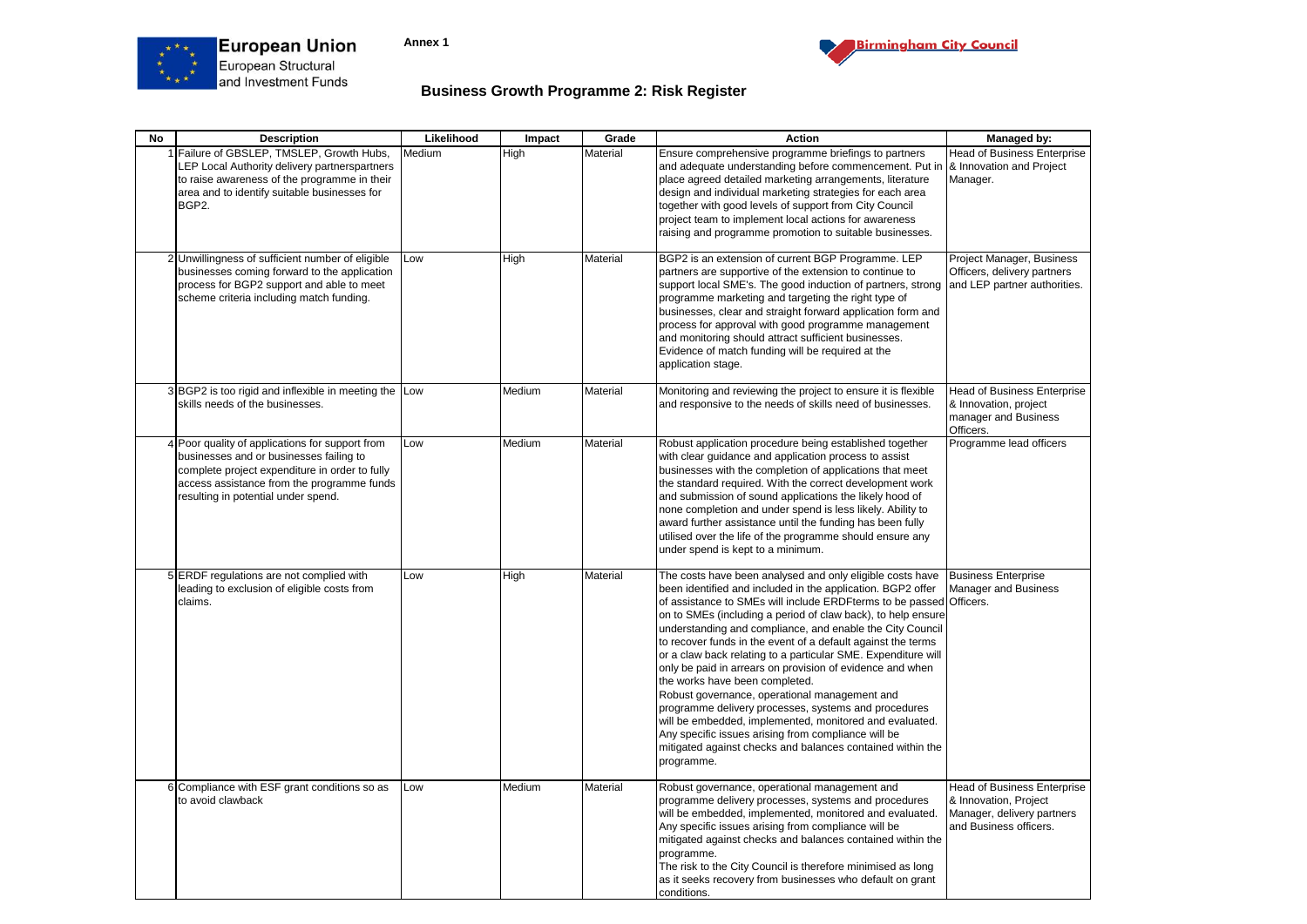European Union
European Structural and Investment Funds

Annex 1

Birmingham City Council

# Business Growth Programme 2: Risk Register

| No | Description | Likelihood | Impact | Grade | Action | Managed by: |
|---|---|---|---|---|---|---|
| 1 | Failure of GBSLEP, TMSLEP, Growth Hubs, LEP Local Authority delivery partnerspartners to raise awareness of the programme in their area and to identify suitable businesses for BGP2. | Medium | High | Material | Ensure comprehensive programme briefings to partners and adequate understanding before commencement. Put in place agreed detailed marketing arrangements, literature design and individual marketing strategies for each area together with good levels of support from City Council project team to implement local actions for awareness raising and programme promotion to suitable businesses. | Head of Business Enterprise & Innovation and Project Manager. |
| 2 | Unwillingness of sufficient number of eligible businesses coming forward to the application process for BGP2 support and able to meet scheme criteria including match funding. | Low | High | Material | BGP2 is an extension of current BGP Programme. LEP partners are supportive of the extension to continue to support local SME's. The good induction of partners, strong programme marketing and targeting the right type of businesses, clear and straight forward application form and process for approval with good programme management and monitoring should attract sufficient businesses. Evidence of match funding will be required at the application stage. | Project Manager, Business Officers, delivery partners and LEP partner authorities. |
| 3 | BGP2 is too rigid and inflexible in meeting the skills needs of the businesses. | Low | Medium | Material | Monitoring and reviewing the project to ensure it is flexible and responsive to the needs of skills need of businesses. | Head of Business Enterprise & Innovation, project manager and Business Officers. |
| 4 | Poor quality of applications for support from businesses and or businesses failing to complete project expenditure in order to fully access assistance from the programme funds resulting in potential under spend. | Low | Medium | Material | Robust application procedure being established together with clear guidance and application process to assist businesses with the completion of applications that meet the standard required. With the correct development work and submission of sound applications the likely hood of none completion and under spend is less likely. Ability to award further assistance until the funding has been fully utilised over the life of the programme should ensure any under spend is kept to a minimum. | Programme lead officers |
| 5 | ERDF regulations are not complied with leading to exclusion of eligible costs from claims. | Low | High | Material | The costs have been analysed and only eligible costs have been identified and included in the application. BGP2 offer of assistance to SMEs will include ERDFterms to be passed on to SMEs (including a period of claw back), to help ensure understanding and compliance, and enable the City Council to recover funds in the event of a default against the terms or a claw back relating to a particular SME. Expenditure will only be paid in arrears on provision of evidence and when the works have been completed.<br>Robust governance, operational management and programme delivery processes, systems and procedures will be embedded, implemented, monitored and evaluated. Any specific issues arising from compliance will be mitigated against checks and balances contained within the programme. | Business Enterprise Manager and Business Officers. |
| 6 | Compliance with ESF grant conditions so as to avoid clawback | Low | Medium | Material | Robust governance, operational management and programme delivery processes, systems and procedures will be embedded, implemented, monitored and evaluated. Any specific issues arising from compliance will be mitigated against checks and balances contained within the programme.<br>The risk to the City Council is therefore minimised as long as it seeks recovery from businesses who default on grant conditions. | Head of Business Enterprise & Innovation, Project Manager, delivery partners and Business officers. |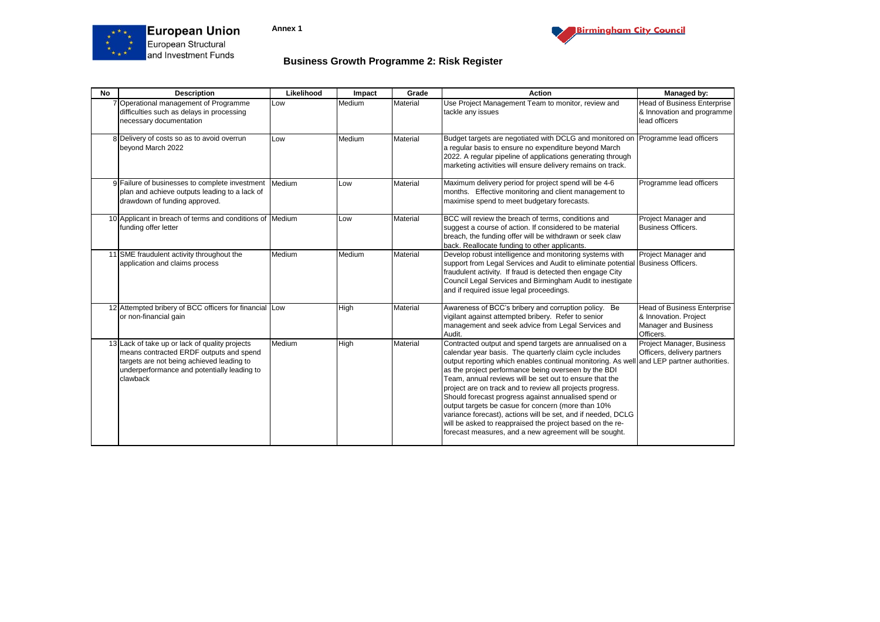European Union
European Structural
and Investment Funds

Annex 1

Birmingham City Council

# Business Growth Programme 2: Risk Register

| No | Description | Likelihood | Impact | Grade | Action | Managed by: |
|---|---|---|---|---|---|---|
| 7 | Operational management of Programme difficulties such as delays in processing necessary documentation | Low | Medium | Material | Use Project Management Team to monitor, review and tackle any issues | Head of Business Enterprise & Innovation and programme lead officers |
| 8 | Delivery of costs so as to avoid overrun beyond March 2022 | Low | Medium | Material | Budget targets are negotiated with DCLG and monitored on a regular basis to ensure no expenditure beyond March 2022. A regular pipeline of applications generating through marketing activities will ensure delivery remains on track. | Programme lead officers |
| 9 | Failure of businesses to complete investment plan and achieve outputs leading to a lack of drawdown of funding approved. | Medium | Low | Material | Maximum delivery period for project spend will be 4-6 months. Effective monitoring and client management to maximise spend to meet budgetary forecasts. | Programme lead officers |
| 10 | Applicant in breach of terms and conditions of funding offer letter | Medium | Low | Material | BCC will review the breach of terms, conditions and suggest a course of action. If considered to be material breach, the funding offer will be withdrawn or seek claw back. Reallocate funding to other applicants. | Project Manager and Business Officers. |
| 11 | SME fraudulent activity throughout the application and claims process | Medium | Medium | Material | Develop robust intelligence and monitoring systems with support from Legal Services and Audit to eliminate potential fraudulent activity. If fraud is detected then engage City Council Legal Services and Birmingham Audit to inestigate and if required issue legal proceedings. | Project Manager and Business Officers. |
| 12 | Attempted bribery of BCC officers for financial or non-financial gain | Low | High | Material | Awareness of BCC's bribery and corruption policy. Be vigilant against attempted bribery. Refer to senior management and seek advice from Legal Services and Audit. | Head of Business Enterprise & Innovation. Project Manager and Business Officers. |
| 13 | Lack of take up or lack of quality projects means contracted ERDF outputs and spend targets are not being achieved leading to underperformance and potentially leading to clawback | Medium | High | Material | Contracted output and spend targets are annualised on a calendar year basis. The quarterly claim cycle includes output reporting which enables continual monitoring. As well as the project performance being overseen by the BDI Team, annual reviews will be set out to ensure that the project are on track and to review all projects progress. Should forecast progress against annualised spend or output targets be casue for concern (more than 10% variance forecast), actions will be set, and if needed, DCLG will be asked to reappraised the project based on the re-forecast measures, and a new agreement will be sought. | Project Manager, Business Officers, delivery partners and LEP partner authorities. |